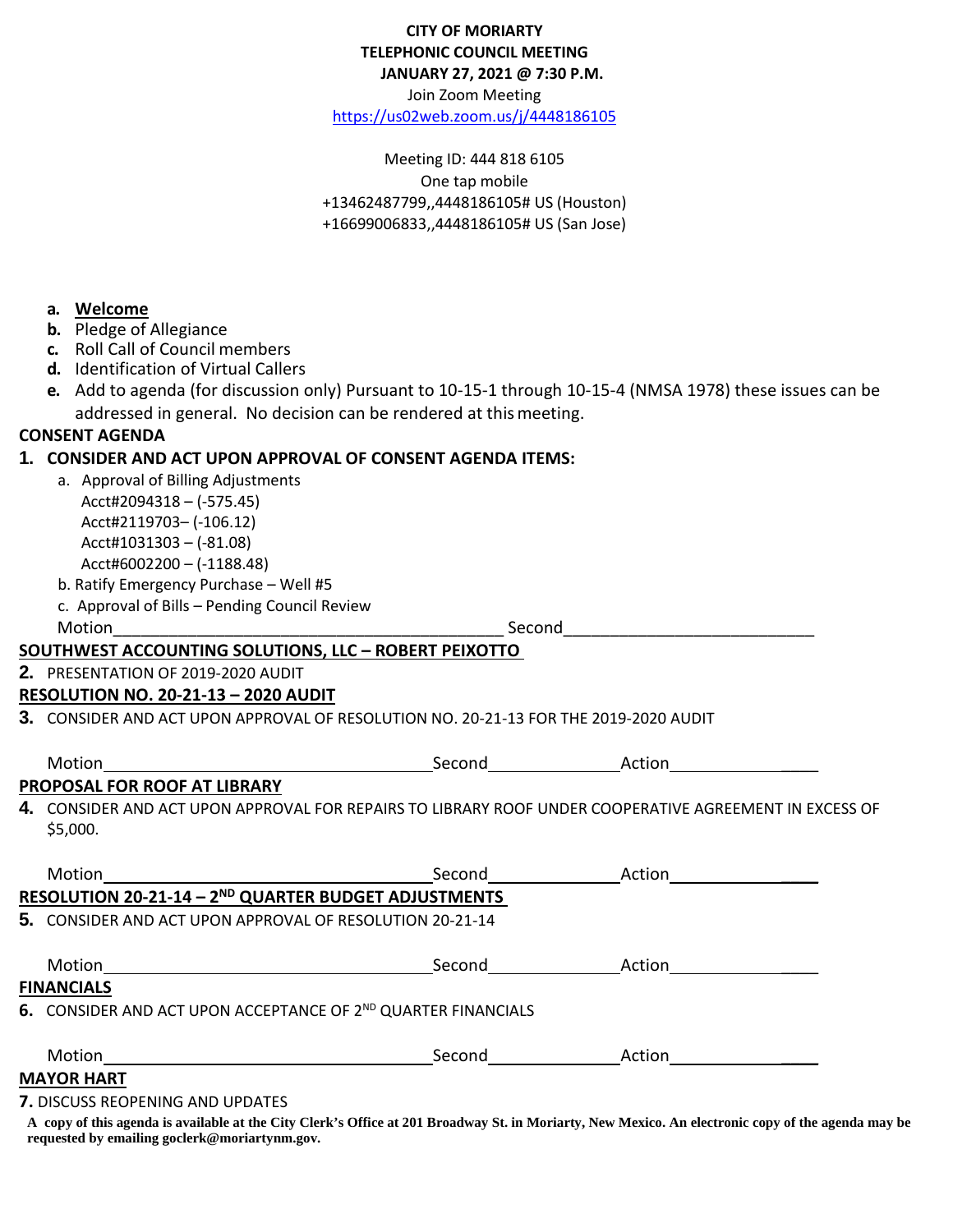**CITY OF MORIARTY**
**TELEPHONIC COUNCIL MEETING**
**JANUARY 27, 2021 @ 7:30 P.M.**

Join Zoom Meeting
https://us02web.zoom.us/j/4448186105

Meeting ID: 444 818 6105
One tap mobile
+13462487799,,4448186105# US (Houston)
+16699006833,,4448186105# US (San Jose)

- **a.** **Welcome**
- **b.** Pledge of Allegiance
- **c.** Roll Call of Council members
- **d.** Identification of Virtual Callers
- **e.** Add to agenda (for discussion only) Pursuant to 10-15-1 through 10-15-4 (NMSA 1978) these issues can be addressed in general. No decision can be rendered at this meeting.

**CONSENT AGENDA**

**1. CONSIDER AND ACT UPON APPROVAL OF CONSENT AGENDA ITEMS:**

a. Approval of Billing Adjustments
   Acct#2094318 – (-575.45)
   Acct#2119703– (-106.12)
   Acct#1031303 – (-81.08)
   Acct#6002200 – (-1188.48)

b. Ratify Emergency Purchase – Well #5

c. Approval of Bills – Pending Council Review

Motion____________________________________________ Second___________________________

**SOUTHWEST ACCOUNTING SOLUTIONS, LLC – ROBERT PEIXOTTO**

**2.** PRESENTATION OF 2019-2020 AUDIT

**RESOLUTION NO. 20-21-13 – 2020 AUDIT**

**3.** CONSIDER AND ACT UPON APPROVAL OF RESOLUTION NO. 20-21-13 FOR THE 2019-2020 AUDIT

Motion____________________________________ Second_______________ Action__________________

**PROPOSAL FOR ROOF AT LIBRARY**

**4.** CONSIDER AND ACT UPON APPROVAL FOR REPAIRS TO LIBRARY ROOF UNDER COOPERATIVE AGREEMENT IN EXCESS OF $5,000.

Motion____________________________________ Second_______________ Action__________________

**RESOLUTION 20-21-14 – 2ND QUARTER BUDGET ADJUSTMENTS**

**5.** CONSIDER AND ACT UPON APPROVAL OF RESOLUTION 20-21-14

Motion____________________________________ Second_______________ Action__________________

**FINANCIALS**

**6.** CONSIDER AND ACT UPON ACCEPTANCE OF 2ND QUARTER FINANCIALS

Motion____________________________________ Second_______________ Action__________________

**MAYOR HART**

**7.** DISCUSS REOPENING AND UPDATES

**A copy of this agenda is available at the City Clerk's Office at 201 Broadway St. in Moriarty, New Mexico. An electronic copy of the agenda may be requested by emailing goclerk@moriartynm.gov.**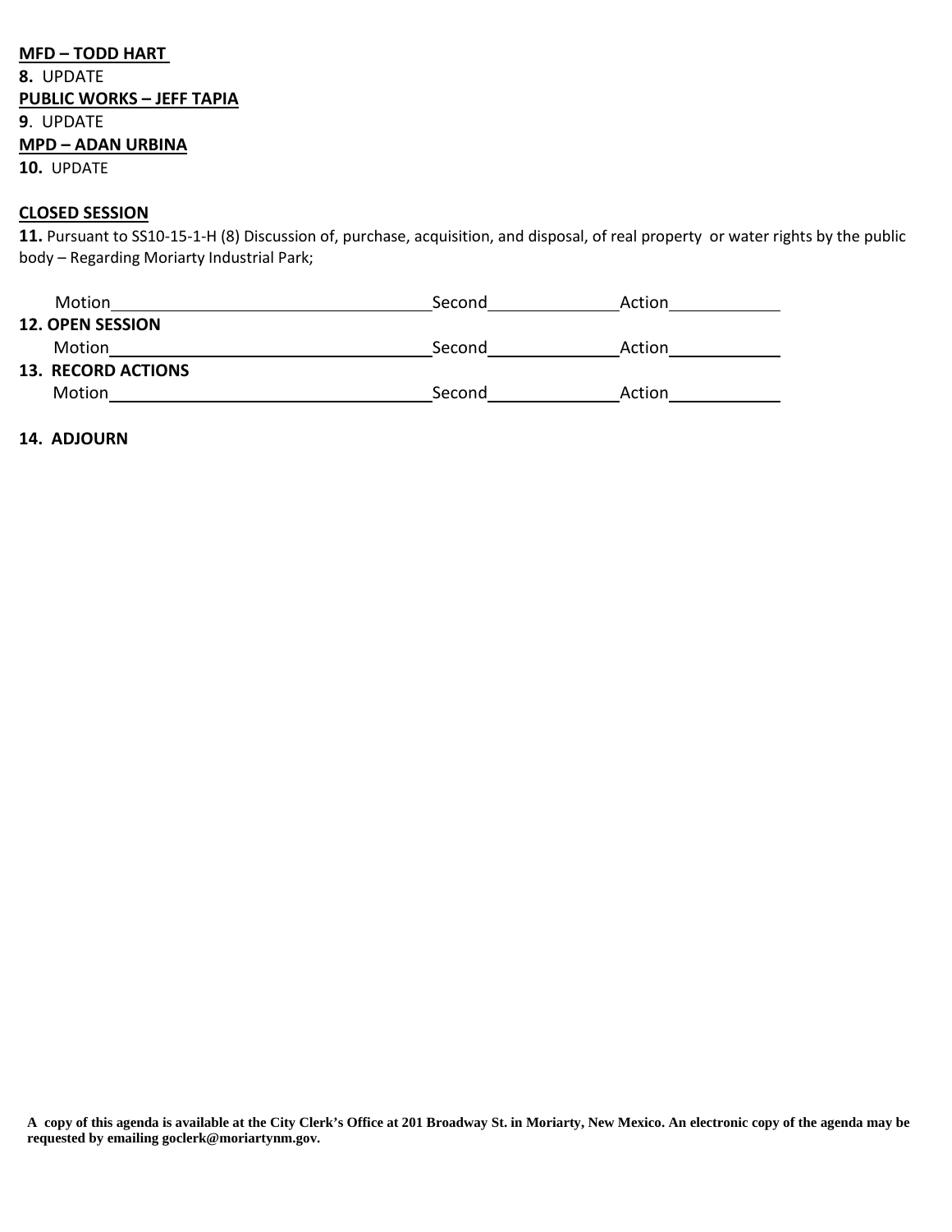**MFD – TODD HART**

**8.** UPDATE

**PUBLIC WORKS – JEFF TAPIA**

**9**. UPDATE

**MPD – ADAN URBINA**

**10.** UPDATE

**CLOSED SESSION**

**11.** Pursuant to SS10-15-1-H (8) Discussion of, purchase, acquisition, and disposal, of real property or water rights by the public body – Regarding Moriarty Industrial Park;

Motion\_\_\_\_\_\_\_\_\_\_\_\_\_\_\_\_\_\_\_\_\_\_\_\_\_\_\_\_\_\_\_\_ Second\_\_\_\_\_\_\_\_\_\_\_\_\_\_ Action\_\_\_\_\_\_\_\_\_\_\_\_

**12. OPEN SESSION**

Motion\_\_\_\_\_\_\_\_\_\_\_\_\_\_\_\_\_\_\_\_\_\_\_\_\_\_\_\_\_\_\_\_ Second\_\_\_\_\_\_\_\_\_\_\_\_\_\_ Action\_\_\_\_\_\_\_\_\_\_\_\_

**13. RECORD ACTIONS**

Motion\_\_\_\_\_\_\_\_\_\_\_\_\_\_\_\_\_\_\_\_\_\_\_\_\_\_\_\_\_\_\_\_ Second\_\_\_\_\_\_\_\_\_\_\_\_\_\_ Action\_\_\_\_\_\_\_\_\_\_\_\_

**14. ADJOURN**

**A copy of this agenda is available at the City Clerk's Office at 201 Broadway St. in Moriarty, New Mexico. An electronic copy of the agenda may be requested by emailing goclerk@moriartynm.gov.**